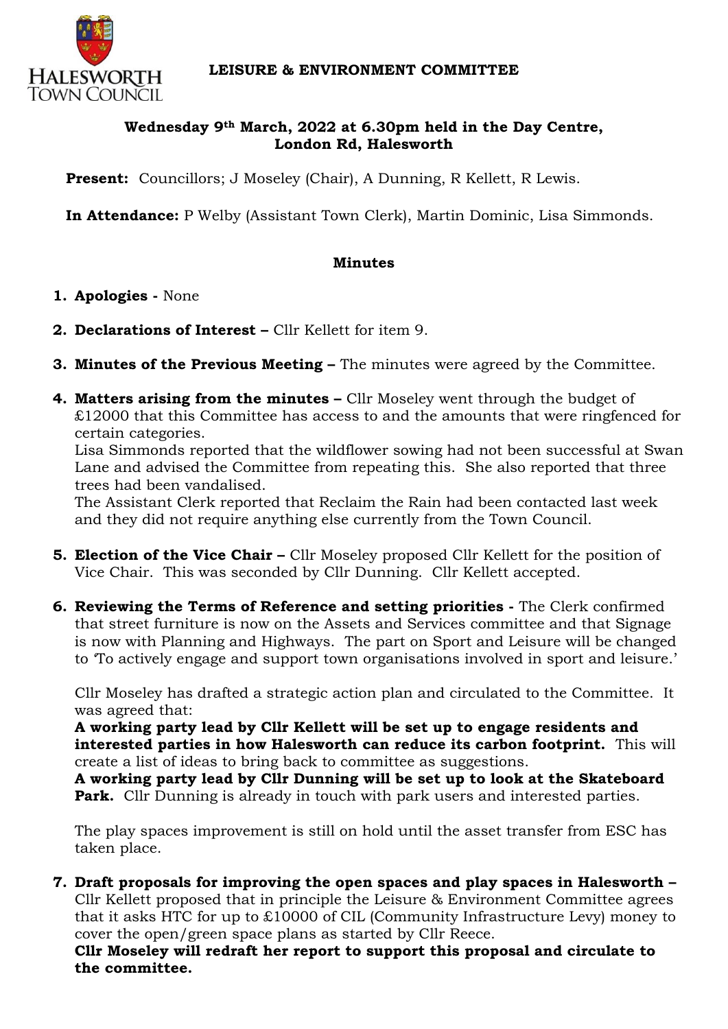**LEISURE & ENVIRONMENT COMMITTEE**

**Wednesday 9th March, 2022 at 6.30pm held in the Day Centre, London Rd, Halesworth**

**Present:** Councillors; J Moseley (Chair), A Dunning, R Kellett, R Lewis.

**In Attendance:** P Welby (Assistant Town Clerk), Martin Dominic, Lisa Simmonds.

## Minutes

1. **Apologies -** None

2. **Declarations of Interest –** Cllr Kellett for item 9.

3. **Minutes of the Previous Meeting –** The minutes were agreed by the Committee.

4. **Matters arising from the minutes –** Cllr Moseley went through the budget of £12000 that this Committee has access to and the amounts that were ringfenced for certain categories.
   Lisa Simmonds reported that the wildflower sowing had not been successful at Swan Lane and advised the Committee from repeating this. She also reported that three trees had been vandalised.
   The Assistant Clerk reported that Reclaim the Rain had been contacted last week and they did not require anything else currently from the Town Council.

5. **Election of the Vice Chair –** Cllr Moseley proposed Cllr Kellett for the position of Vice Chair. This was seconded by Cllr Dunning. Cllr Kellett accepted.

6. **Reviewing the Terms of Reference and setting priorities -** The Clerk confirmed that street furniture is now on the Assets and Services committee and that Signage is now with Planning and Highways. The part on Sport and Leisure will be changed to 'To actively engage and support town organisations involved in sport and leisure.'

   Cllr Moseley has drafted a strategic action plan and circulated to the Committee. It was agreed that:
   **A working party lead by Cllr Kellett will be set up to engage residents and interested parties in how Halesworth can reduce its carbon footprint.** This will create a list of ideas to bring back to committee as suggestions.
   **A working party lead by Cllr Dunning will be set up to look at the Skateboard Park.** Cllr Dunning is already in touch with park users and interested parties.

   The play spaces improvement is still on hold until the asset transfer from ESC has taken place.

7. **Draft proposals for improving the open spaces and play spaces in Halesworth –** Cllr Kellett proposed that in principle the Leisure & Environment Committee agrees that it asks HTC for up to £10000 of CIL (Community Infrastructure Levy) money to cover the open/green space plans as started by Cllr Reece.
   **Cllr Moseley will redraft her report to support this proposal and circulate to the committee.**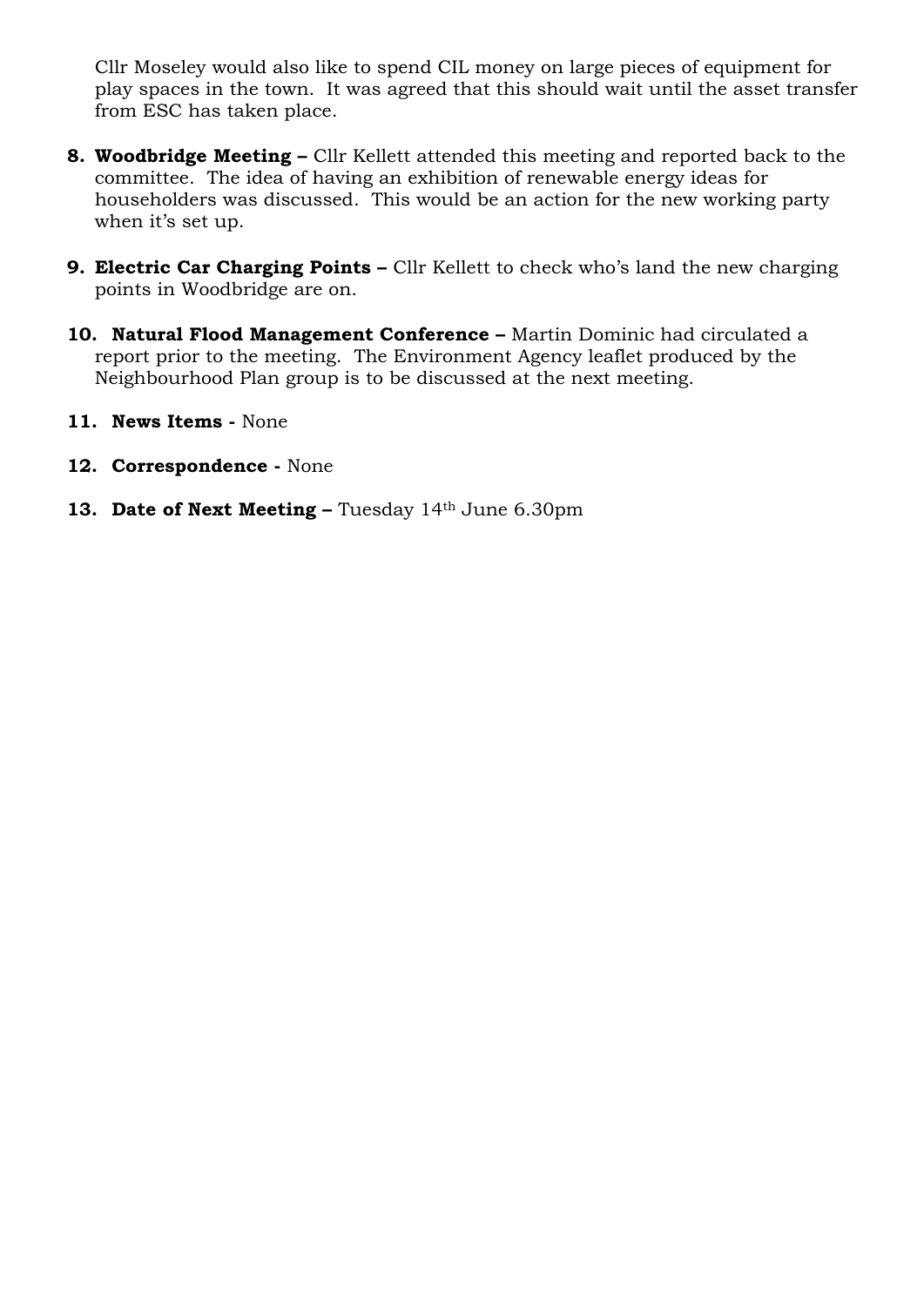Cllr Moseley would also like to spend CIL money on large pieces of equipment for play spaces in the town. It was agreed that this should wait until the asset transfer from ESC has taken place.

8. **Woodbridge Meeting –** Cllr Kellett attended this meeting and reported back to the committee. The idea of having an exhibition of renewable energy ideas for householders was discussed. This would be an action for the new working party when it's set up.

9. **Electric Car Charging Points –** Cllr Kellett to check who's land the new charging points in Woodbridge are on.

10. **Natural Flood Management Conference –** Martin Dominic had circulated a report prior to the meeting. The Environment Agency leaflet produced by the Neighbourhood Plan group is to be discussed at the next meeting.

11. **News Items -** None

12. **Correspondence -** None

13. **Date of Next Meeting –** Tuesday 14th June 6.30pm